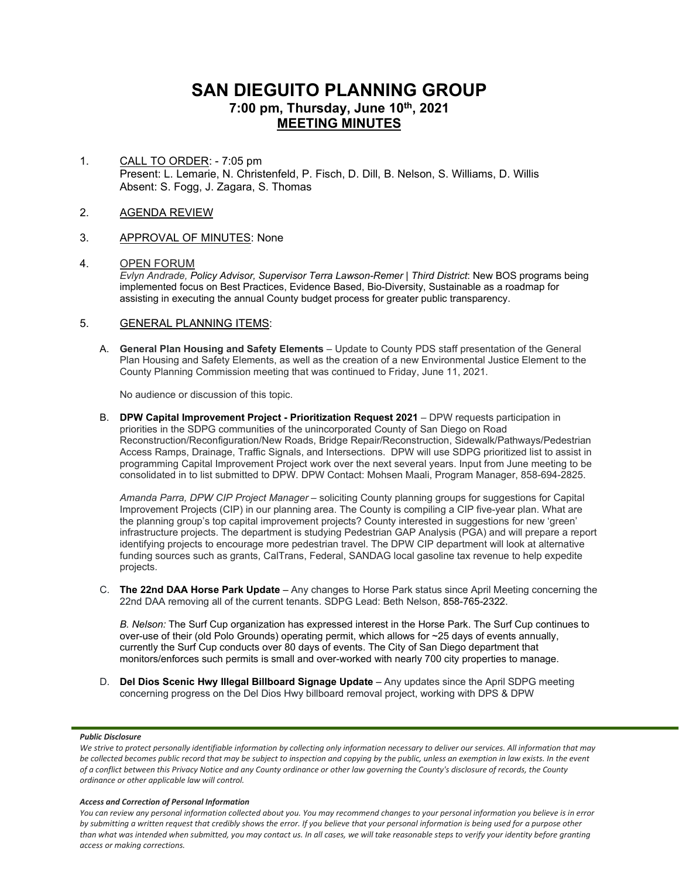# SAN DIEGUITO PLANNING GROUP

## 7:00 pm, Thursday, June 10th, 2021

## MEETING MINUTES

1. CALL TO ORDER: - 7:05 pm
   Present: L. Lemarie, N. Christenfeld, P. Fisch, D. Dill, B. Nelson, S. Williams, D. Willis
   Absent: S. Fogg, J. Zagara, S. Thomas

2. AGENDA REVIEW

3. APPROVAL OF MINUTES: None

4. OPEN FORUM
   *Evlyn Andrade, Policy Advisor, Supervisor Terra Lawson-Remer | Third District*: New BOS programs being implemented focus on Best Practices, Evidence Based, Bio-Diversity, Sustainable as a roadmap for assisting in executing the annual County budget process for greater public transparency.

5. GENERAL PLANNING ITEMS:

   A. **General Plan Housing and Safety Elements** – Update to County PDS staff presentation of the General Plan Housing and Safety Elements, as well as the creation of a new Environmental Justice Element to the County Planning Commission meeting that was continued to Friday, June 11, 2021.

   No audience or discussion of this topic.

   B. **DPW Capital Improvement Project - Prioritization Request 2021** – DPW requests participation in priorities in the SDPG communities of the unincorporated County of San Diego on Road Reconstruction/Reconfiguration/New Roads, Bridge Repair/Reconstruction, Sidewalk/Pathways/Pedestrian Access Ramps, Drainage, Traffic Signals, and Intersections. DPW will use SDPG prioritized list to assist in programming Capital Improvement Project work over the next several years. Input from June meeting to be consolidated in to list submitted to DPW. DPW Contact: Mohsen Maali, Program Manager, 858-694-2825.

   *Amanda Parra, DPW CIP Project Manager* – soliciting County planning groups for suggestions for Capital Improvement Projects (CIP) in our planning area. The County is compiling a CIP five-year plan. What are the planning group's top capital improvement projects? County interested in suggestions for new 'green' infrastructure projects. The department is studying Pedestrian GAP Analysis (PGA) and will prepare a report identifying projects to encourage more pedestrian travel. The DPW CIP department will look at alternative funding sources such as grants, CalTrans, Federal, SANDAG local gasoline tax revenue to help expedite projects.

   C. **The 22nd DAA Horse Park Update** – Any changes to Horse Park status since April Meeting concerning the 22nd DAA removing all of the current tenants. SDPG Lead: Beth Nelson, 858-765-2322.

   *B. Nelson:* The Surf Cup organization has expressed interest in the Horse Park. The Surf Cup continues to over-use of their (old Polo Grounds) operating permit, which allows for ~25 days of events annually, currently the Surf Cup conducts over 80 days of events. The City of San Diego department that monitors/enforces such permits is small and over-worked with nearly 700 city properties to manage.

   D. **Del Dios Scenic Hwy Illegal Billboard Signage Update** – Any updates since the April SDPG meeting concerning progress on the Del Dios Hwy billboard removal project, working with DPS & DPW

***Public Disclosure***

*We strive to protect personally identifiable information by collecting only information necessary to deliver our services. All information that may be collected becomes public record that may be subject to inspection and copying by the public, unless an exemption in law exists. In the event of a conflict between this Privacy Notice and any County ordinance or other law governing the County's disclosure of records, the County ordinance or other applicable law will control.*

***Access and Correction of Personal Information***

*You can review any personal information collected about you. You may recommend changes to your personal information you believe is in error by submitting a written request that credibly shows the error. If you believe that your personal information is being used for a purpose other than what was intended when submitted, you may contact us. In all cases, we will take reasonable steps to verify your identity before granting access or making corrections.*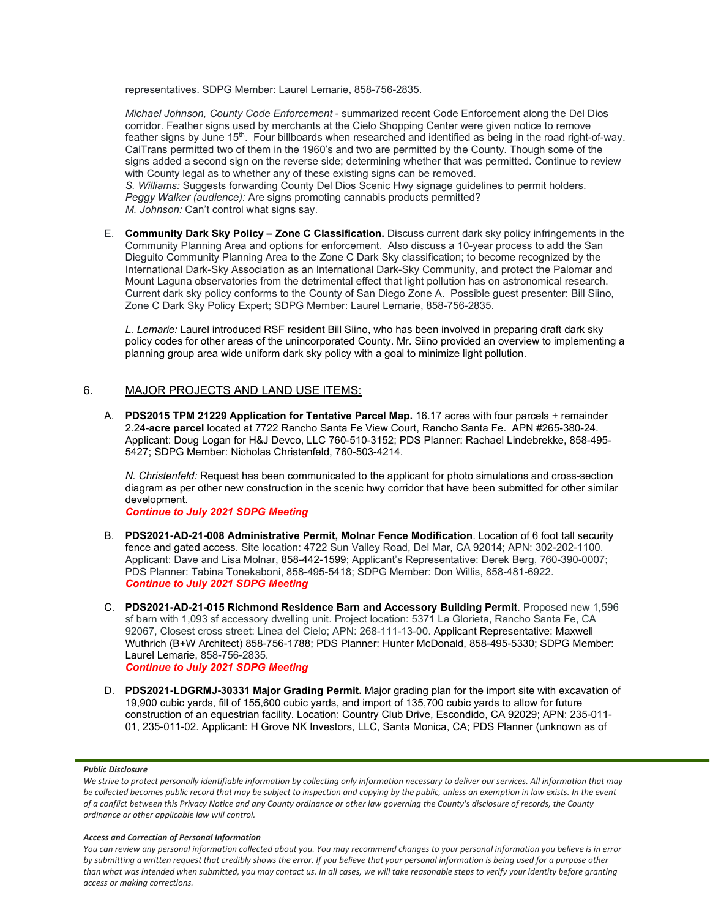representatives. SDPG Member: Laurel Lemarie, 858-756-2835.

*Michael Johnson, County Code Enforcement* - summarized recent Code Enforcement along the Del Dios corridor. Feather signs used by merchants at the Cielo Shopping Center were given notice to remove feather signs by June 15th. Four billboards when researched and identified as being in the road right-of-way. CalTrans permitted two of them in the 1960's and two are permitted by the County. Though some of the signs added a second sign on the reverse side; determining whether that was permitted. Continue to review with County legal as to whether any of these existing signs can be removed.
*S. Williams:* Suggests forwarding County Del Dios Scenic Hwy signage guidelines to permit holders.
*Peggy Walker (audience):* Are signs promoting cannabis products permitted?
*M. Johnson:* Can't control what signs say.

E. **Community Dark Sky Policy – Zone C Classification.** Discuss current dark sky policy infringements in the Community Planning Area and options for enforcement. Also discuss a 10-year process to add the San Dieguito Community Planning Area to the Zone C Dark Sky classification; to become recognized by the International Dark-Sky Association as an International Dark-Sky Community, and protect the Palomar and Mount Laguna observatories from the detrimental effect that light pollution has on astronomical research. Current dark sky policy conforms to the County of San Diego Zone A. Possible guest presenter: Bill Siino, Zone C Dark Sky Policy Expert; SDPG Member: Laurel Lemarie, 858-756-2835.

*L. Lemarie:* Laurel introduced RSF resident Bill Siino, who has been involved in preparing draft dark sky policy codes for other areas of the unincorporated County. Mr. Siino provided an overview to implementing a planning group area wide uniform dark sky policy with a goal to minimize light pollution.

## 6. MAJOR PROJECTS AND LAND USE ITEMS:

A. **PDS2015 TPM 21229 Application for Tentative Parcel Map.** 16.17 acres with four parcels + remainder 2.24-**acre parcel** located at 7722 Rancho Santa Fe View Court, Rancho Santa Fe. APN #265-380-24. Applicant: Doug Logan for H&J Devco, LLC 760-510-3152; PDS Planner: Rachael Lindebrekke, 858-495-5427; SDPG Member: Nicholas Christenfeld, 760-503-4214.

*N. Christenfeld:* Request has been communicated to the applicant for photo simulations and cross-section diagram as per other new construction in the scenic hwy corridor that have been submitted for other similar development.
***Continue to July 2021 SDPG Meeting***

B. **PDS2021-AD-21-008 Administrative Permit, Molnar Fence Modification**. Location of 6 foot tall security fence and gated access. Site location: 4722 Sun Valley Road, Del Mar, CA 92014; APN: 302-202-1100. Applicant: Dave and Lisa Molnar, 858-442-1599; Applicant's Representative: Derek Berg, 760-390-0007; PDS Planner: Tabina Tonekaboni, 858-495-5418; SDPG Member: Don Willis, 858-481-6922.
***Continue to July 2021 SDPG Meeting***

C. **PDS2021-AD-21-015 Richmond Residence Barn and Accessory Building Permit**. Proposed new 1,596 sf barn with 1,093 sf accessory dwelling unit. Project location: 5371 La Glorieta, Rancho Santa Fe, CA 92067, Closest cross street: Linea del Cielo; APN: 268-111-13-00. Applicant Representative: Maxwell Wuthrich (B+W Architect) 858-756-1788; PDS Planner: Hunter McDonald, 858-495-5330; SDPG Member: Laurel Lemarie, 858-756-2835.
***Continue to July 2021 SDPG Meeting***

D. **PDS2021-LDGRMJ-30331 Major Grading Permit.** Major grading plan for the import site with excavation of 19,900 cubic yards, fill of 155,600 cubic yards, and import of 135,700 cubic yards to allow for future construction of an equestrian facility. Location: Country Club Drive, Escondido, CA 92029; APN: 235-011-01, 235-011-02. Applicant: H Grove NK Investors, LLC, Santa Monica, CA; PDS Planner (unknown as of

***Public Disclosure***

*We strive to protect personally identifiable information by collecting only information necessary to deliver our services. All information that may be collected becomes public record that may be subject to inspection and copying by the public, unless an exemption in law exists. In the event of a conflict between this Privacy Notice and any County ordinance or other law governing the County's disclosure of records, the County ordinance or other applicable law will control.*

***Access and Correction of Personal Information***

*You can review any personal information collected about you. You may recommend changes to your personal information you believe is in error by submitting a written request that credibly shows the error. If you believe that your personal information is being used for a purpose other than what was intended when submitted, you may contact us. In all cases, we will take reasonable steps to verify your identity before granting access or making corrections.*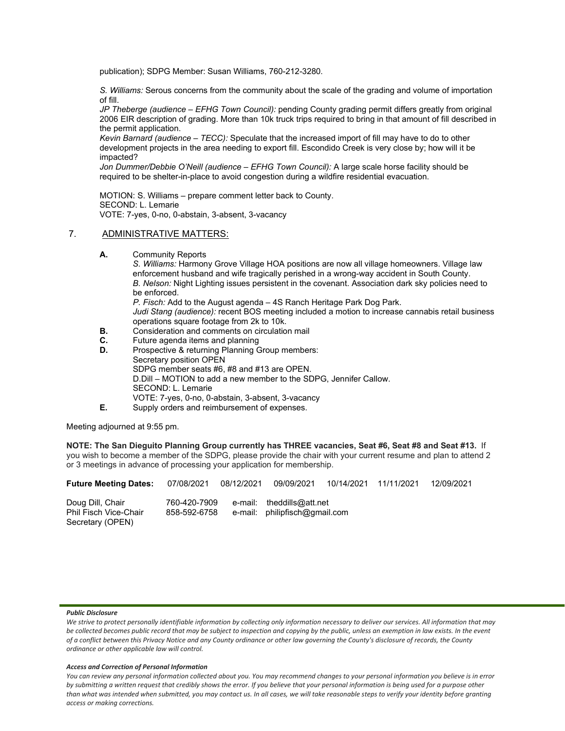publication); SDPG Member: Susan Williams, 760-212-3280.

*S. Williams:* Serous concerns from the community about the scale of the grading and volume of importation of fill.
*JP Theberge (audience – EFHG Town Council):* pending County grading permit differs greatly from original 2006 EIR description of grading. More than 10k truck trips required to bring in that amount of fill described in the permit application.
*Kevin Barnard (audience – TECC):* Speculate that the increased import of fill may have to do to other development projects in the area needing to export fill. Escondido Creek is very close by; how will it be impacted?
*Jon Dummer/Debbie O'Neill (audience – EFHG Town Council):* A large scale horse facility should be required to be shelter-in-place to avoid congestion during a wildfire residential evacuation.

MOTION: S. Williams – prepare comment letter back to County.
SECOND: L. Lemarie
VOTE: 7-yes, 0-no, 0-abstain, 3-absent, 3-vacancy

## 7. ADMINISTRATIVE MATTERS:

**A.** Community Reports
*S. Williams:* Harmony Grove Village HOA positions are now all village homeowners. Village law enforcement husband and wife tragically perished in a wrong-way accident in South County.
*B. Nelson:* Night Lighting issues persistent in the covenant. Association dark sky policies need to be enforced.
*P. Fisch:* Add to the August agenda – 4S Ranch Heritage Park Dog Park.
*Judi Stang (audience):* recent BOS meeting included a motion to increase cannabis retail business operations square footage from 2k to 10k.

**B.** Consideration and comments on circulation mail

**C.** Future agenda items and planning

**D.** Prospective & returning Planning Group members:
Secretary position OPEN
SDPG member seats #6, #8 and #13 are OPEN.
D.Dill – MOTION to add a new member to the SDPG, Jennifer Callow.
SECOND: L. Lemarie
VOTE: 7-yes, 0-no, 0-abstain, 3-absent, 3-vacancy

**E.** Supply orders and reimbursement of expenses.

Meeting adjourned at 9:55 pm.

**NOTE: The San Dieguito Planning Group currently has THREE vacancies, Seat #6, Seat #8 and Seat #13.** If you wish to become a member of the SDPG, please provide the chair with your current resume and plan to attend 2 or 3 meetings in advance of processing your application for membership.

**Future Meeting Dates:** 07/08/2021 08/12/2021 09/09/2021 10/14/2021 11/11/2021 12/09/2021

Doug Dill, Chair 760-420-7909 e-mail: theddills@att.net
Phil Fisch Vice-Chair 858-592-6758 e-mail: philipfisch@gmail.com
Secretary (OPEN)

***Public Disclosure***

*We strive to protect personally identifiable information by collecting only information necessary to deliver our services. All information that may be collected becomes public record that may be subject to inspection and copying by the public, unless an exemption in law exists. In the event of a conflict between this Privacy Notice and any County ordinance or other law governing the County's disclosure of records, the County ordinance or other applicable law will control.*

***Access and Correction of Personal Information***

*You can review any personal information collected about you. You may recommend changes to your personal information you believe is in error by submitting a written request that credibly shows the error. If you believe that your personal information is being used for a purpose other than what was intended when submitted, you may contact us. In all cases, we will take reasonable steps to verify your identity before granting access or making corrections.*